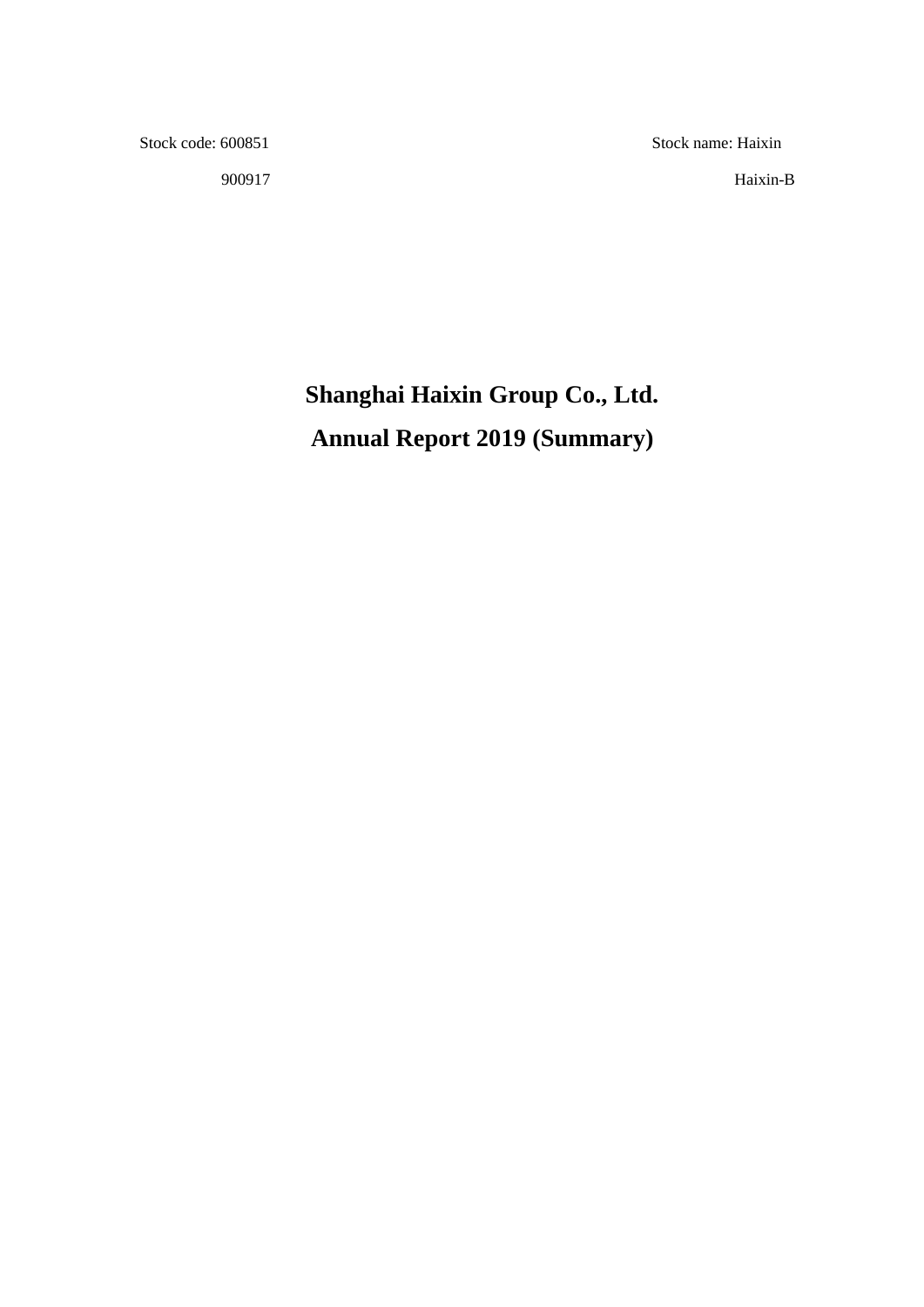| Stock code: 600851 | Stock name: Haixin |
| --- | --- |
| 900917 | Haixin-B |

# Shanghai Haixin Group Co., Ltd.

# Annual Report 2019 (Summary)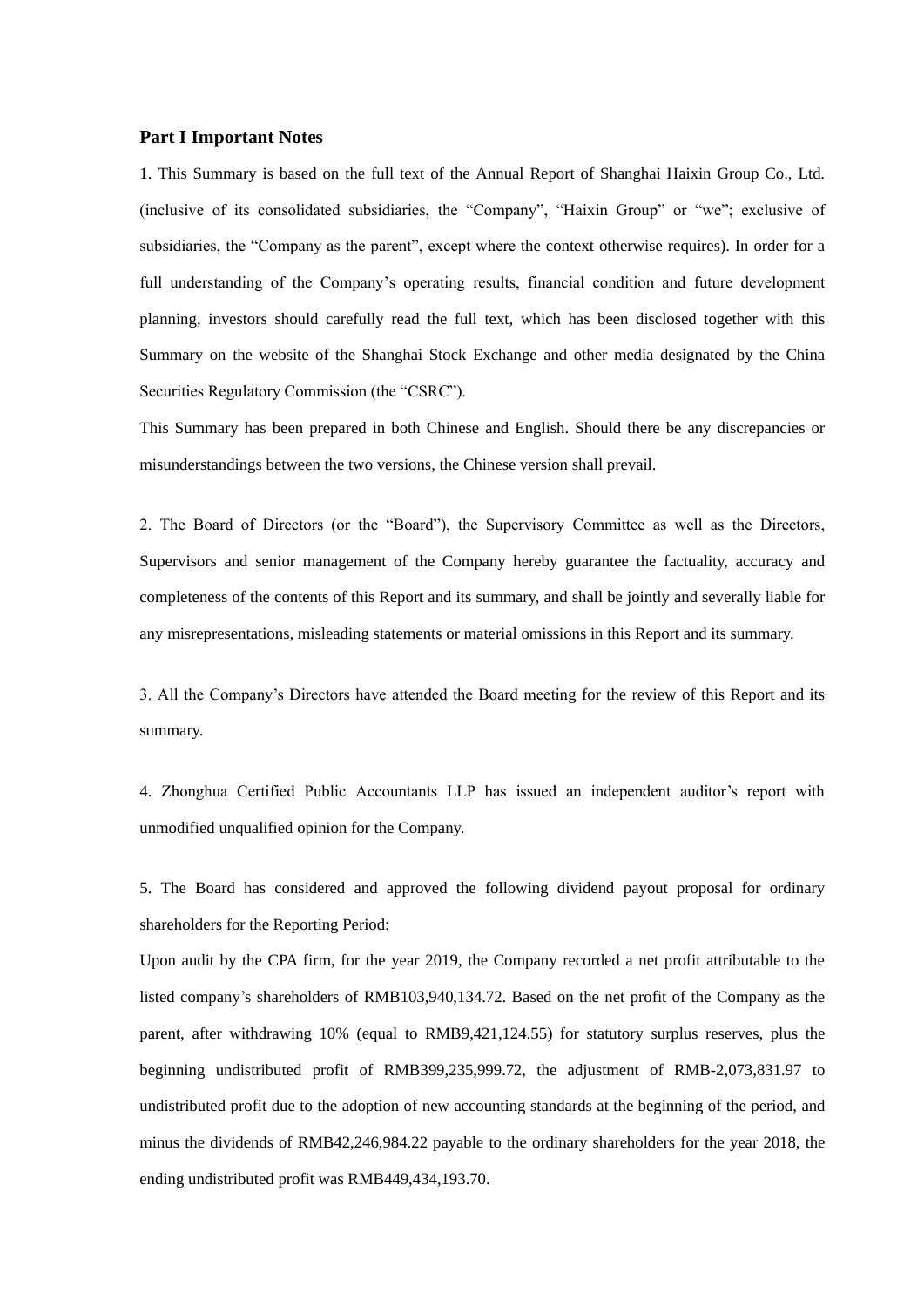## Part I Important Notes

1. This Summary is based on the full text of the Annual Report of Shanghai Haixin Group Co., Ltd. (inclusive of its consolidated subsidiaries, the "Company", "Haixin Group" or "we"; exclusive of subsidiaries, the "Company as the parent", except where the context otherwise requires). In order for a full understanding of the Company's operating results, financial condition and future development planning, investors should carefully read the full text, which has been disclosed together with this Summary on the website of the Shanghai Stock Exchange and other media designated by the China Securities Regulatory Commission (the "CSRC").

This Summary has been prepared in both Chinese and English. Should there be any discrepancies or misunderstandings between the two versions, the Chinese version shall prevail.

2. The Board of Directors (or the "Board"), the Supervisory Committee as well as the Directors, Supervisors and senior management of the Company hereby guarantee the factuality, accuracy and completeness of the contents of this Report and its summary, and shall be jointly and severally liable for any misrepresentations, misleading statements or material omissions in this Report and its summary.

3. All the Company's Directors have attended the Board meeting for the review of this Report and its summary.

4. Zhonghua Certified Public Accountants LLP has issued an independent auditor's report with unmodified unqualified opinion for the Company.

5. The Board has considered and approved the following dividend payout proposal for ordinary shareholders for the Reporting Period:

Upon audit by the CPA firm, for the year 2019, the Company recorded a net profit attributable to the listed company's shareholders of RMB103,940,134.72. Based on the net profit of the Company as the parent, after withdrawing 10% (equal to RMB9,421,124.55) for statutory surplus reserves, plus the beginning undistributed profit of RMB399,235,999.72, the adjustment of RMB-2,073,831.97 to undistributed profit due to the adoption of new accounting standards at the beginning of the period, and minus the dividends of RMB42,246,984.22 payable to the ordinary shareholders for the year 2018, the ending undistributed profit was RMB449,434,193.70.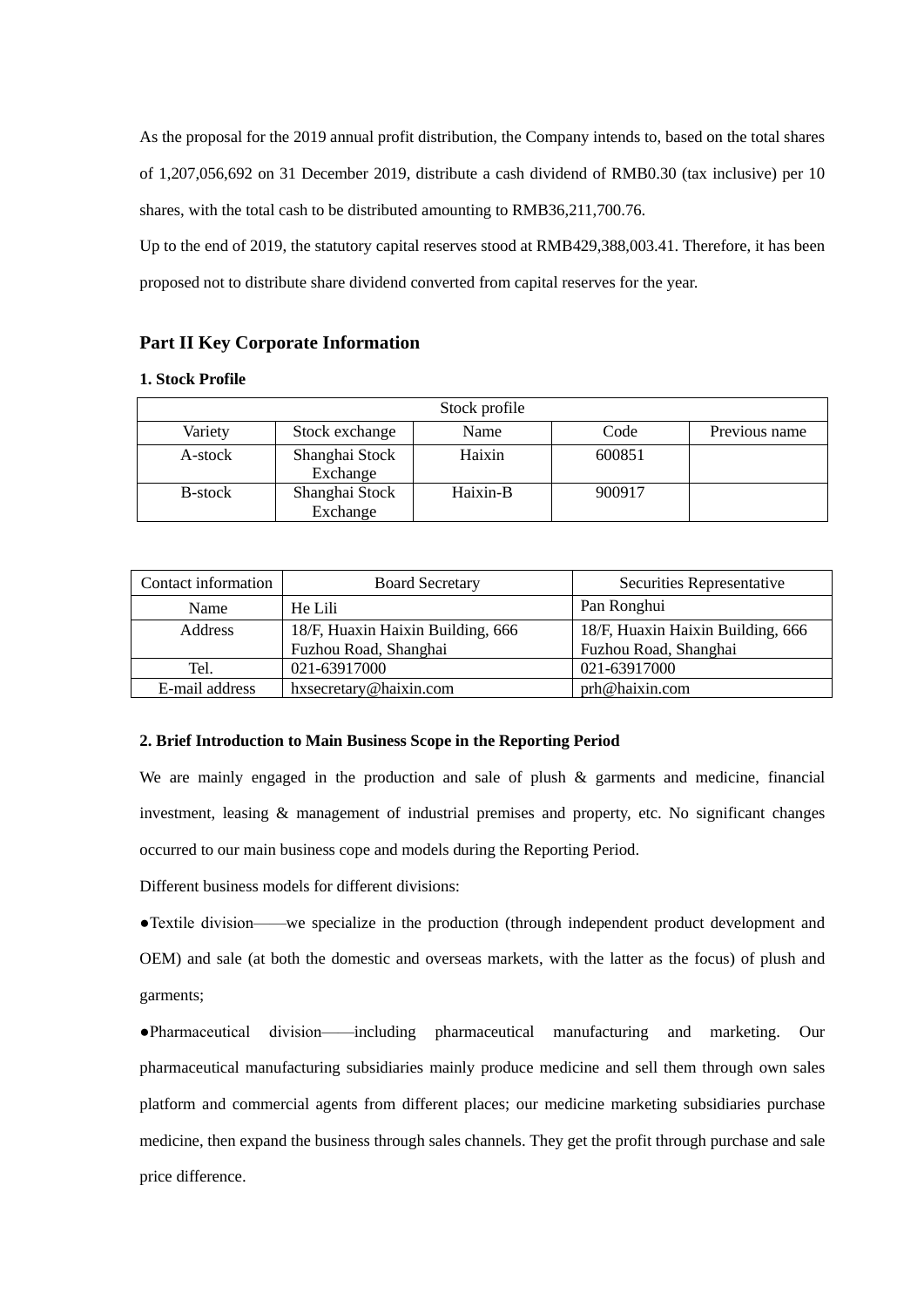As the proposal for the 2019 annual profit distribution, the Company intends to, based on the total shares of 1,207,056,692 on 31 December 2019, distribute a cash dividend of RMB0.30 (tax inclusive) per 10 shares, with the total cash to be distributed amounting to RMB36,211,700.76.

Up to the end of 2019, the statutory capital reserves stood at RMB429,388,003.41. Therefore, it has been proposed not to distribute share dividend converted from capital reserves for the year.

## Part II Key Corporate Information

### 1. Stock Profile

| Stock profile | | | | |
|---|---|---|---|---|
| Variety | Stock exchange | Name | Code | Previous name |
| A-stock | Shanghai Stock Exchange | Haixin | 600851 | |
| B-stock | Shanghai Stock Exchange | Haixin-B | 900917 | |

| Contact information | Board Secretary | Securities Representative |
|---|---|---|
| Name | He Lili | Pan Ronghui |
| Address | 18/F, Huaxin Haixin Building, 666 Fuzhou Road, Shanghai | 18/F, Huaxin Haixin Building, 666 Fuzhou Road, Shanghai |
| Tel. | 021-63917000 | 021-63917000 |
| E-mail address | hxsecretary@haixin.com | prh@haixin.com |

### 2. Brief Introduction to Main Business Scope in the Reporting Period

We are mainly engaged in the production and sale of plush & garments and medicine, financial investment, leasing & management of industrial premises and property, etc. No significant changes occurred to our main business cope and models during the Reporting Period.

Different business models for different divisions:

●Textile division——we specialize in the production (through independent product development and OEM) and sale (at both the domestic and overseas markets, with the latter as the focus) of plush and garments;

●Pharmaceutical division——including pharmaceutical manufacturing and marketing. Our pharmaceutical manufacturing subsidiaries mainly produce medicine and sell them through own sales platform and commercial agents from different places; our medicine marketing subsidiaries purchase medicine, then expand the business through sales channels. They get the profit through purchase and sale price difference.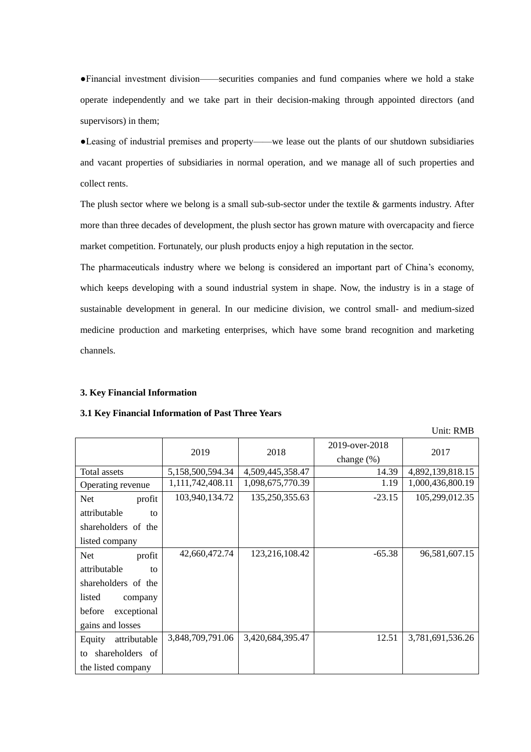●Financial investment division——securities companies and fund companies where we hold a stake operate independently and we take part in their decision-making through appointed directors (and supervisors) in them;

●Leasing of industrial premises and property——we lease out the plants of our shutdown subsidiaries and vacant properties of subsidiaries in normal operation, and we manage all of such properties and collect rents.

The plush sector where we belong is a small sub-sub-sector under the textile & garments industry. After more than three decades of development, the plush sector has grown mature with overcapacity and fierce market competition. Fortunately, our plush products enjoy a high reputation in the sector.

The pharmaceuticals industry where we belong is considered an important part of China's economy, which keeps developing with a sound industrial system in shape. Now, the industry is in a stage of sustainable development in general. In our medicine division, we control small- and medium-sized medicine production and marketing enterprises, which have some brand recognition and marketing channels.

**3. Key Financial Information**

**3.1 Key Financial Information of Past Three Years**

Unit: RMB

| | 2019 | 2018 | 2019-over-2018 change (%) | 2017 |
|---|---|---|---|---|
| Total assets | 5,158,500,594.34 | 4,509,445,358.47 | 14.39 | 4,892,139,818.15 |
| Operating revenue | 1,111,742,408.11 | 1,098,675,770.39 | 1.19 | 1,000,436,800.19 |
| Net profit attributable to shareholders of the listed company | 103,940,134.72 | 135,250,355.63 | -23.15 | 105,299,012.35 |
| Net profit attributable to shareholders of the listed company before exceptional gains and losses | 42,660,472.74 | 123,216,108.42 | -65.38 | 96,581,607.15 |
| Equity attributable to shareholders of the listed company | 3,848,709,791.06 | 3,420,684,395.47 | 12.51 | 3,781,691,536.26 |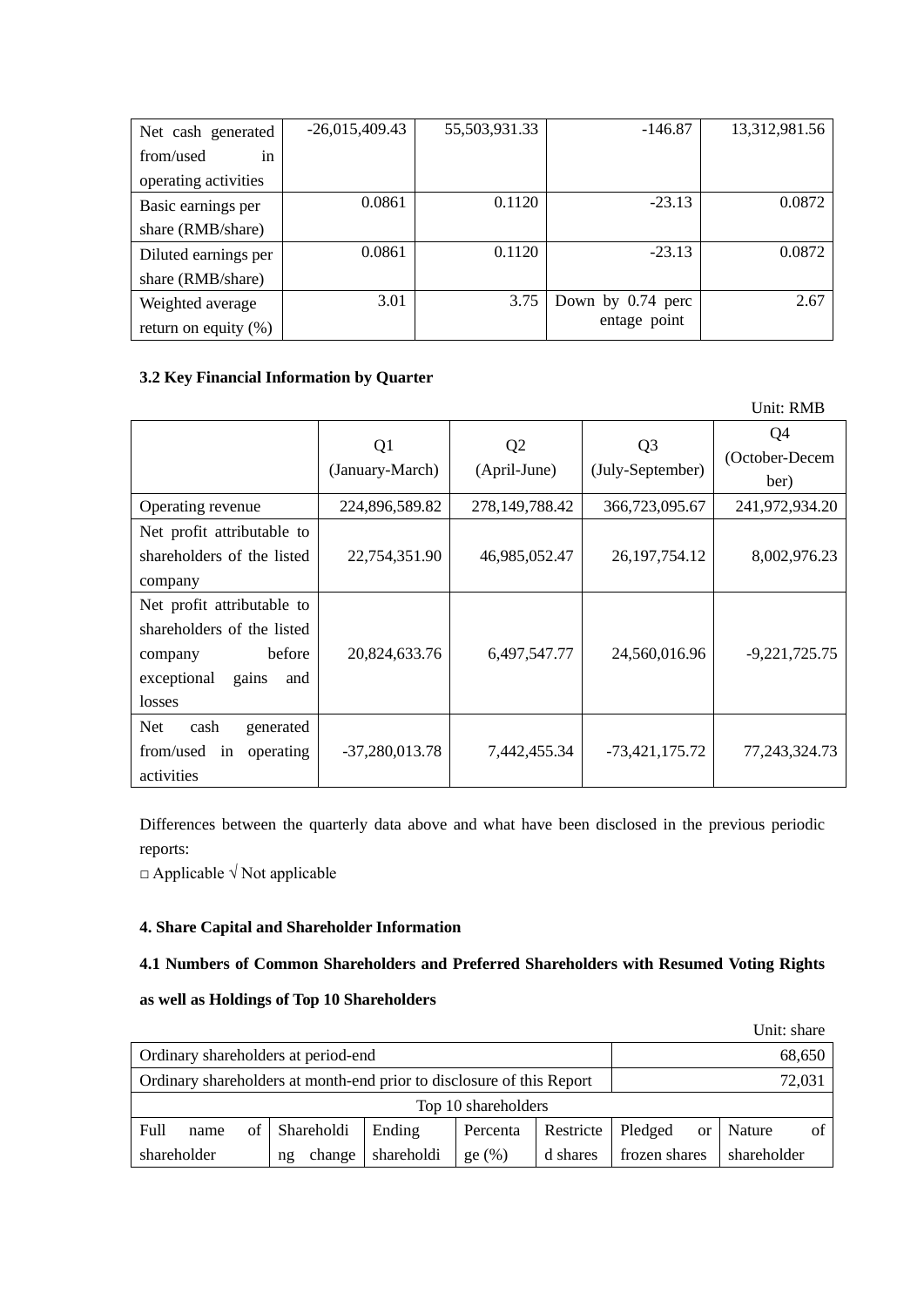| | | | | |
|---|---|---|---|---|
| Net cash generated from/used in operating activities | -26,015,409.43 | 55,503,931.33 | -146.87 | 13,312,981.56 |
| Basic earnings per share (RMB/share) | 0.0861 | 0.1120 | -23.13 | 0.0872 |
| Diluted earnings per share (RMB/share) | 0.0861 | 0.1120 | -23.13 | 0.0872 |
| Weighted average return on equity (%) | 3.01 | 3.75 | Down by 0.74 percentage point | 2.67 |

**3.2 Key Financial Information by Quarter**

Unit: RMB

| | Q1 (January-March) | Q2 (April-June) | Q3 (July-September) | Q4 (October-December) |
|---|---|---|---|---|
| Operating revenue | 224,896,589.82 | 278,149,788.42 | 366,723,095.67 | 241,972,934.20 |
| Net profit attributable to shareholders of the listed company | 22,754,351.90 | 46,985,052.47 | 26,197,754.12 | 8,002,976.23 |
| Net profit attributable to shareholders of the listed company before exceptional gains and losses | 20,824,633.76 | 6,497,547.77 | 24,560,016.96 | -9,221,725.75 |
| Net cash generated from/used in operating activities | -37,280,013.78 | 7,442,455.34 | -73,421,175.72 | 77,243,324.73 |

Differences between the quarterly data above and what have been disclosed in the previous periodic reports:

□ Applicable √ Not applicable

**4. Share Capital and Shareholder Information**

**4.1 Numbers of Common Shareholders and Preferred Shareholders with Resumed Voting Rights as well as Holdings of Top 10 Shareholders**

Unit: share

| | | | | | | |
|---|---|---|---|---|---|---|
| Ordinary shareholders at period-end | | | | | | 68,650 |
| Ordinary shareholders at month-end prior to disclosure of this Report | | | | | | 72,031 |
| Top 10 shareholders | | | | | | |
| Full name of shareholder | Shareholding change | Ending shareholdi | Percentage (%) | Restricted shares | Pledged or frozen shares | Nature of shareholder |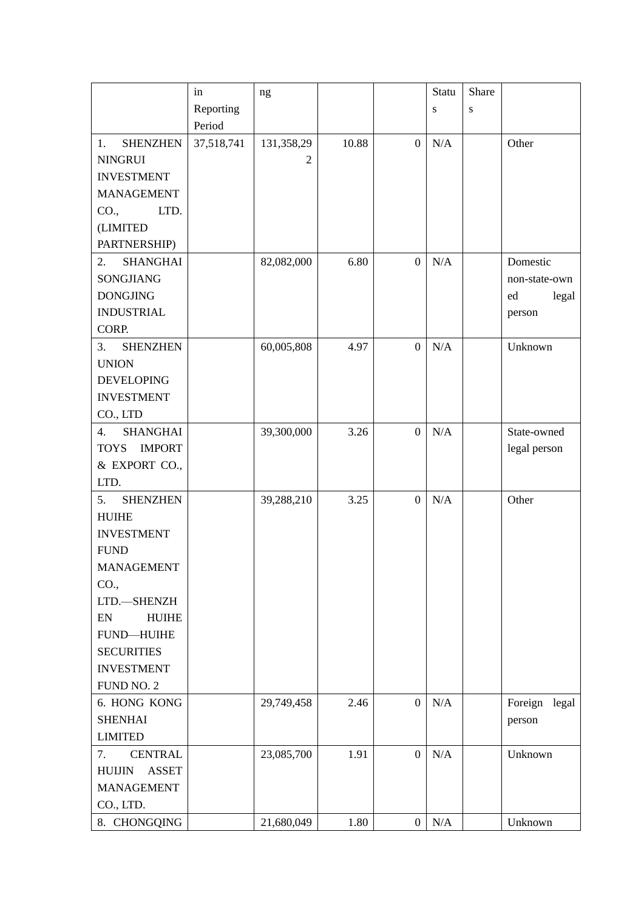| | in Reporting Period | ng | | | Status | Shares | |
|---|---|---|---|---|---|---|---|
| 1. SHENZHEN NINGRUI INVESTMENT MANAGEMENT CO., LTD. (LIMITED PARTNERSHIP) | 37,518,741 | 131,358,292 | 10.88 | 0 | N/A | | Other |
| 2. SHANGHAI SONGJIANG DONGJING INDUSTRIAL CORP. | | 82,082,000 | 6.80 | 0 | N/A | | Domestic non-state-owned legal person |
| 3. SHENZHEN UNION DEVELOPING INVESTMENT CO., LTD | | 60,005,808 | 4.97 | 0 | N/A | | Unknown |
| 4. SHANGHAI TOYS IMPORT & EXPORT CO., LTD. | | 39,300,000 | 3.26 | 0 | N/A | | State-owned legal person |
| 5. SHENZHEN HUIHE INVESTMENT FUND MANAGEMENT CO., LTD.—SHENZHEN HUIHE FUND—HUIHE SECURITIES INVESTMENT FUND NO. 2 | | 39,288,210 | 3.25 | 0 | N/A | | Other |
| 6. HONG KONG SHENHAI LIMITED | | 29,749,458 | 2.46 | 0 | N/A | | Foreign legal person |
| 7. CENTRAL HUIJIN ASSET MANAGEMENT CO., LTD. | | 23,085,700 | 1.91 | 0 | N/A | | Unknown |
| 8. CHONGQING | | 21,680,049 | 1.80 | 0 | N/A | | Unknown |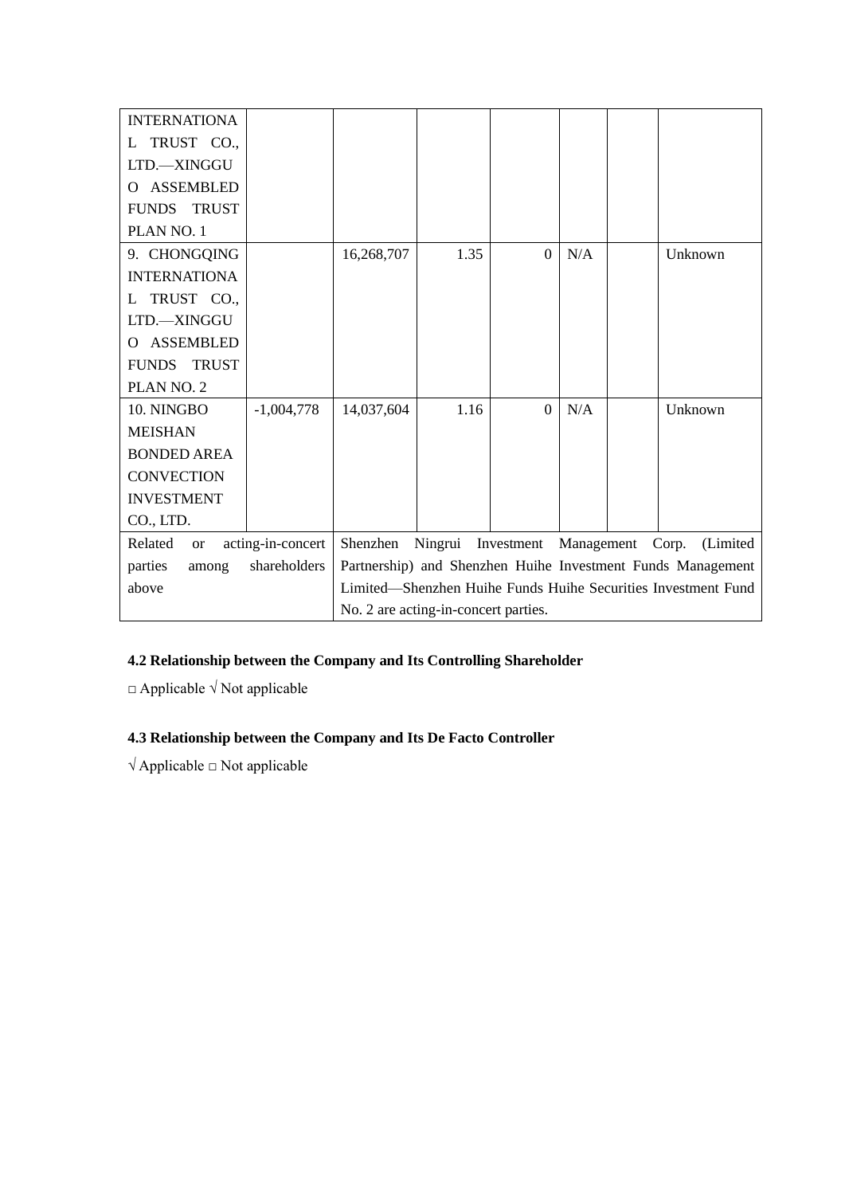| INTERNATIONAL TRUST CO., LTD.—XINGGUO ASSEMBLED FUNDS TRUST PLAN NO. 1 | | | | | | | |
|---|---|---|---|---|---|---|---|
| 9. CHONGQING INTERNATIONAL TRUST CO., LTD.—XINGGUO ASSEMBLED FUNDS TRUST PLAN NO. 2 | | 16,268,707 | 1.35 | 0 | N/A | | Unknown |
| 10. NINGBO MEISHAN BONDED AREA CONVECTION INVESTMENT CO., LTD. | -1,004,778 | 14,037,604 | 1.16 | 0 | N/A | | Unknown |
| Related or acting-in-concert parties among shareholders above | | Shenzhen Ningrui Investment Management Corp. (Limited Partnership) and Shenzhen Huihe Investment Funds Management Limited—Shenzhen Huihe Funds Huihe Securities Investment Fund No. 2 are acting-in-concert parties. | | | | | |

**4.2 Relationship between the Company and Its Controlling Shareholder**

□ Applicable √ Not applicable

**4.3 Relationship between the Company and Its De Facto Controller**

√ Applicable □ Not applicable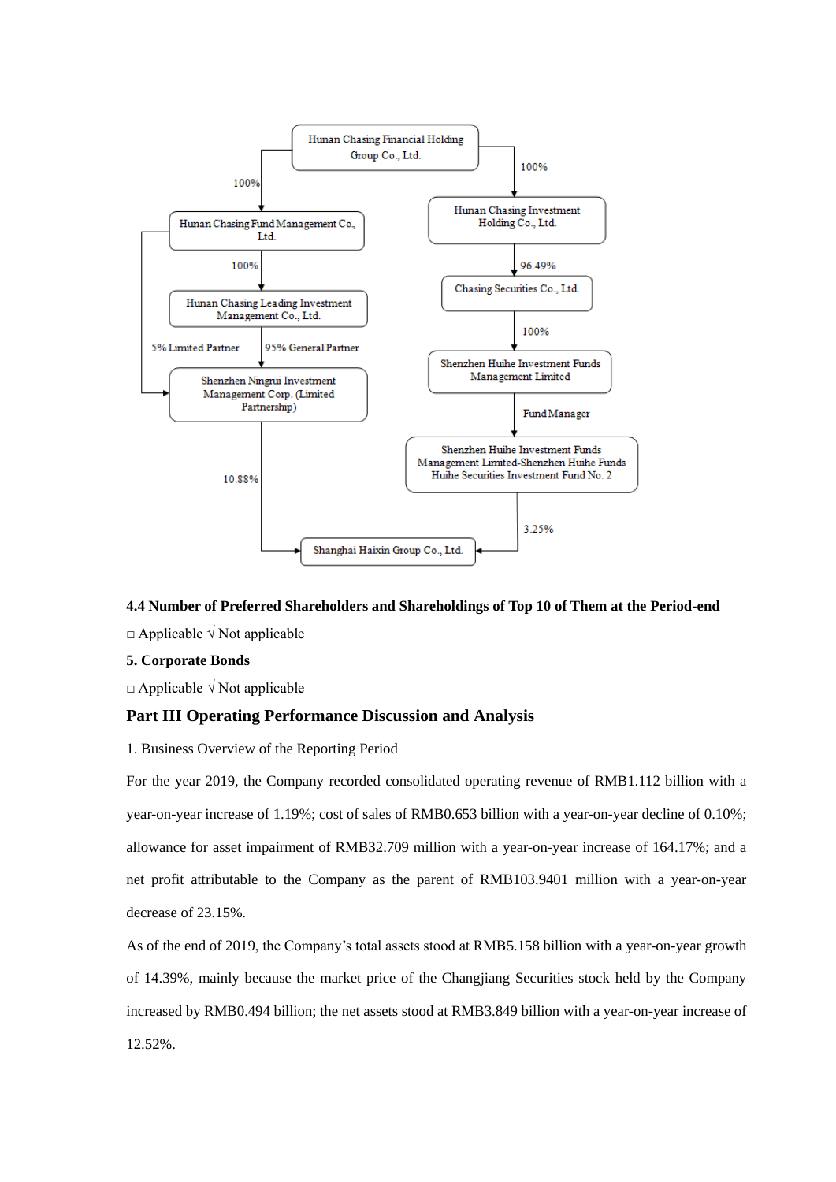Hunan Chasing Financial Holding Group Co., Ltd.

100% → Hunan Chasing Fund Management Co., Ltd.

100% → Hunan Chasing Investment Holding Co., Ltd.

Hunan Chasing Fund Management Co., Ltd. 100% → Hunan Chasing Leading Investment Management Co., Ltd.

Hunan Chasing Investment Holding Co., Ltd. 96.49% → Chasing Securities Co., Ltd.

5% Limited Partner / 95% General Partner → Shenzhen Ningrui Investment Management Corp. (Limited Partnership)

Chasing Securities Co., Ltd. 100% → Shenzhen Huihe Investment Funds Management Limited

Fund Manager → Shenzhen Huihe Investment Funds Management Limited-Shenzhen Huihe Funds Huihe Securities Investment Fund No. 2

10.88% / 3.25% → Shanghai Haixin Group Co., Ltd.

**4.4 Number of Preferred Shareholders and Shareholdings of Top 10 of Them at the Period-end**

□ Applicable √ Not applicable

**5. Corporate Bonds**

□ Applicable √ Not applicable

## Part III Operating Performance Discussion and Analysis

1. Business Overview of the Reporting Period

For the year 2019, the Company recorded consolidated operating revenue of RMB1.112 billion with a year-on-year increase of 1.19%; cost of sales of RMB0.653 billion with a year-on-year decline of 0.10%; allowance for asset impairment of RMB32.709 million with a year-on-year increase of 164.17%; and a net profit attributable to the Company as the parent of RMB103.9401 million with a year-on-year decrease of 23.15%.

As of the end of 2019, the Company's total assets stood at RMB5.158 billion with a year-on-year growth of 14.39%, mainly because the market price of the Changjiang Securities stock held by the Company increased by RMB0.494 billion; the net assets stood at RMB3.849 billion with a year-on-year increase of 12.52%.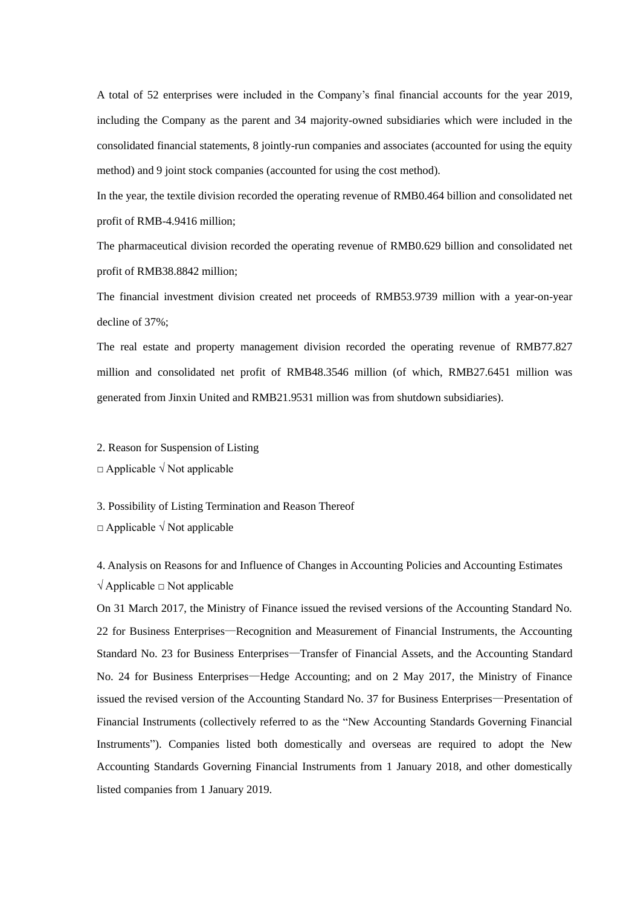A total of 52 enterprises were included in the Company's final financial accounts for the year 2019, including the Company as the parent and 34 majority-owned subsidiaries which were included in the consolidated financial statements, 8 jointly-run companies and associates (accounted for using the equity method) and 9 joint stock companies (accounted for using the cost method).

In the year, the textile division recorded the operating revenue of RMB0.464 billion and consolidated net profit of RMB-4.9416 million;

The pharmaceutical division recorded the operating revenue of RMB0.629 billion and consolidated net profit of RMB38.8842 million;

The financial investment division created net proceeds of RMB53.9739 million with a year-on-year decline of 37%;

The real estate and property management division recorded the operating revenue of RMB77.827 million and consolidated net profit of RMB48.3546 million (of which, RMB27.6451 million was generated from Jinxin United and RMB21.9531 million was from shutdown subsidiaries).

2. Reason for Suspension of Listing

□ Applicable √ Not applicable

3. Possibility of Listing Termination and Reason Thereof

□ Applicable √ Not applicable

4. Analysis on Reasons for and Influence of Changes in Accounting Policies and Accounting Estimates

√ Applicable □ Not applicable

On 31 March 2017, the Ministry of Finance issued the revised versions of the Accounting Standard No. 22 for Business Enterprises—Recognition and Measurement of Financial Instruments, the Accounting Standard No. 23 for Business Enterprises—Transfer of Financial Assets, and the Accounting Standard No. 24 for Business Enterprises—Hedge Accounting; and on 2 May 2017, the Ministry of Finance issued the revised version of the Accounting Standard No. 37 for Business Enterprises—Presentation of Financial Instruments (collectively referred to as the "New Accounting Standards Governing Financial Instruments"). Companies listed both domestically and overseas are required to adopt the New Accounting Standards Governing Financial Instruments from 1 January 2018, and other domestically listed companies from 1 January 2019.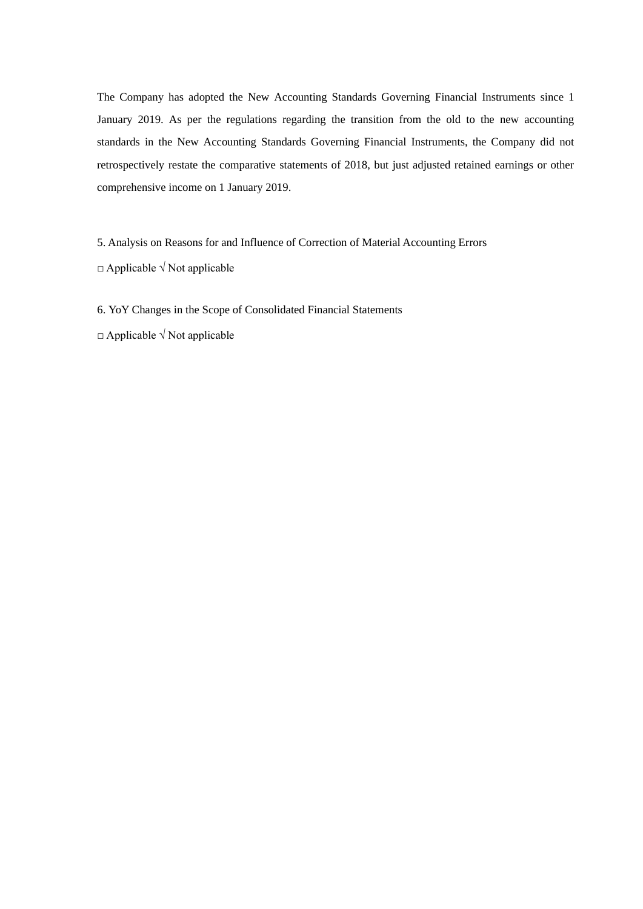The Company has adopted the New Accounting Standards Governing Financial Instruments since 1 January 2019. As per the regulations regarding the transition from the old to the new accounting standards in the New Accounting Standards Governing Financial Instruments, the Company did not retrospectively restate the comparative statements of 2018, but just adjusted retained earnings or other comprehensive income on 1 January 2019.

5. Analysis on Reasons for and Influence of Correction of Material Accounting Errors

□ Applicable √ Not applicable

6. YoY Changes in the Scope of Consolidated Financial Statements

□ Applicable √ Not applicable